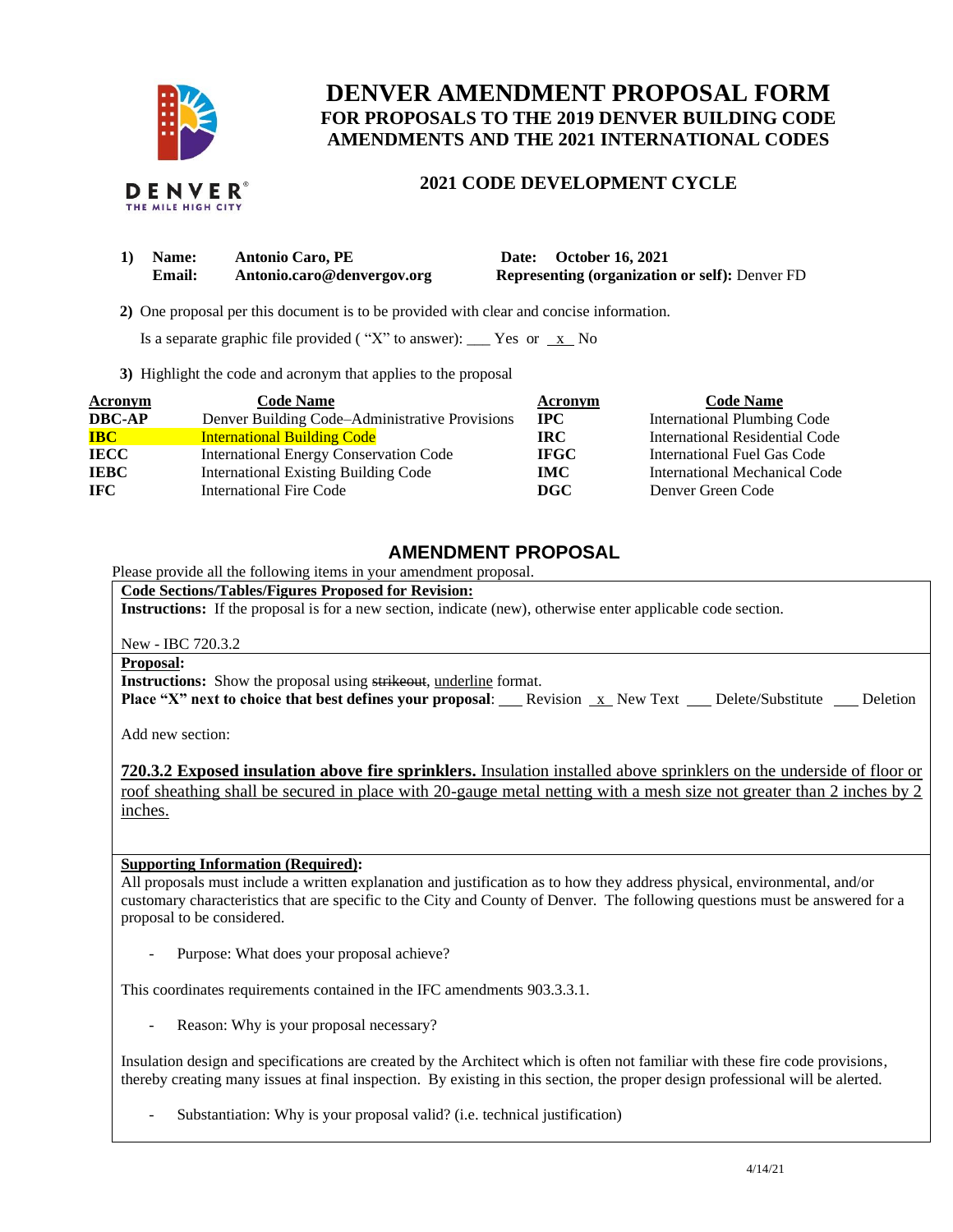# DENVER AMENDMENT PROPOSAL FORM

## FOR PROPOSALS TO THE 2019 DENVER BUILDING CODE AMENDMENTS AND THE 2021 INTERNATIONAL CODES

### 2021 CODE DEVELOPMENT CYCLE

DENVER THE MILE HIGH CITY

1) **Name:** **Antonio Caro, PE** **Date: October 16, 2021**
   **Email:** **Antonio.caro@denvergov.org** **Representing (organization or self):** Denver FD

2) One proposal per this document is to be provided with clear and concise information.

   Is a separate graphic file provided ( "X" to answer): ___ Yes or _x_ No

3) Highlight the code and acronym that applies to the proposal

| Acronym | Code Name | Acronym | Code Name |
|---|---|---|---|
| **DBC-AP** | Denver Building Code–Administrative Provisions | **IPC** | International Plumbing Code |
| **IBC** | International Building Code | **IRC** | International Residential Code |
| **IECC** | International Energy Conservation Code | **IFGC** | International Fuel Gas Code |
| **IEBC** | International Existing Building Code | **IMC** | International Mechanical Code |
| **IFC** | International Fire Code | **DGC** | Denver Green Code |

## AMENDMENT PROPOSAL

Please provide all the following items in your amendment proposal.

**Code Sections/Tables/Figures Proposed for Revision:**

**Instructions:** If the proposal is for a new section, indicate (new), otherwise enter applicable code section.

New - IBC 720.3.2

**Proposal:**

**Instructions:** Show the proposal using ~~strikeout~~, underline format.

**Place "X" next to choice that best defines your proposal**: ___ Revision _x_ New Text ___ Delete/Substitute ___ Deletion

Add new section:

**720.3.2 Exposed insulation above fire sprinklers.** Insulation installed above sprinklers on the underside of floor or roof sheathing shall be secured in place with 20-gauge metal netting with a mesh size not greater than 2 inches by 2 inches.

**Supporting Information (Required):**

All proposals must include a written explanation and justification as to how they address physical, environmental, and/or customary characteristics that are specific to the City and County of Denver. The following questions must be answered for a proposal to be considered.

- Purpose: What does your proposal achieve?

This coordinates requirements contained in the IFC amendments 903.3.3.1.

- Reason: Why is your proposal necessary?

Insulation design and specifications are created by the Architect which is often not familiar with these fire code provisions, thereby creating many issues at final inspection. By existing in this section, the proper design professional will be alerted.

- Substantiation: Why is your proposal valid? (i.e. technical justification)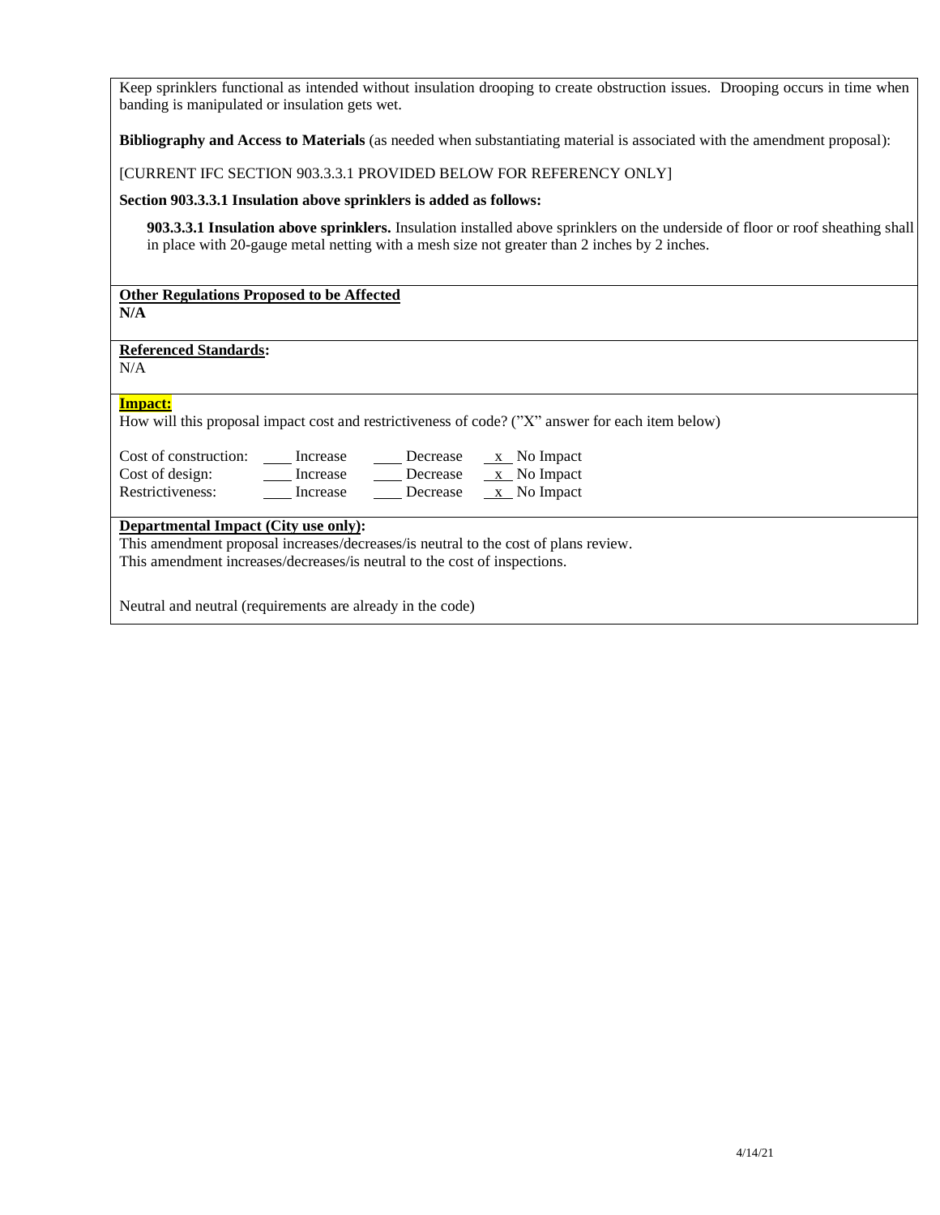Keep sprinklers functional as intended without insulation drooping to create obstruction issues. Drooping occurs in time when banding is manipulated or insulation gets wet.

**Bibliography and Access to Materials** (as needed when substantiating material is associated with the amendment proposal):

[CURRENT IFC SECTION 903.3.3.1 PROVIDED BELOW FOR REFERENCY ONLY]

**Section 903.3.3.1 Insulation above sprinklers is added as follows:**

**903.3.3.1 Insulation above sprinklers.** Insulation installed above sprinklers on the underside of floor or roof sheathing shall in place with 20-gauge metal netting with a mesh size not greater than 2 inches by 2 inches.

**Other Regulations Proposed to be Affected**

**N/A**

**Referenced Standards:**

N/A

**Impact:**

How will this proposal impact cost and restrictiveness of code? (”X” answer for each item below)

| | | | |
|---|---|---|---|
| Cost of construction: | ____ Increase | ____ Decrease | x No Impact |
| Cost of design: | ____ Increase | ____ Decrease | x No Impact |
| Restrictiveness: | ____ Increase | ____ Decrease | x No Impact |

**Departmental Impact (City use only):**

This amendment proposal increases/decreases/is neutral to the cost of plans review.
This amendment increases/decreases/is neutral to the cost of inspections.

Neutral and neutral (requirements are already in the code)

4/14/21